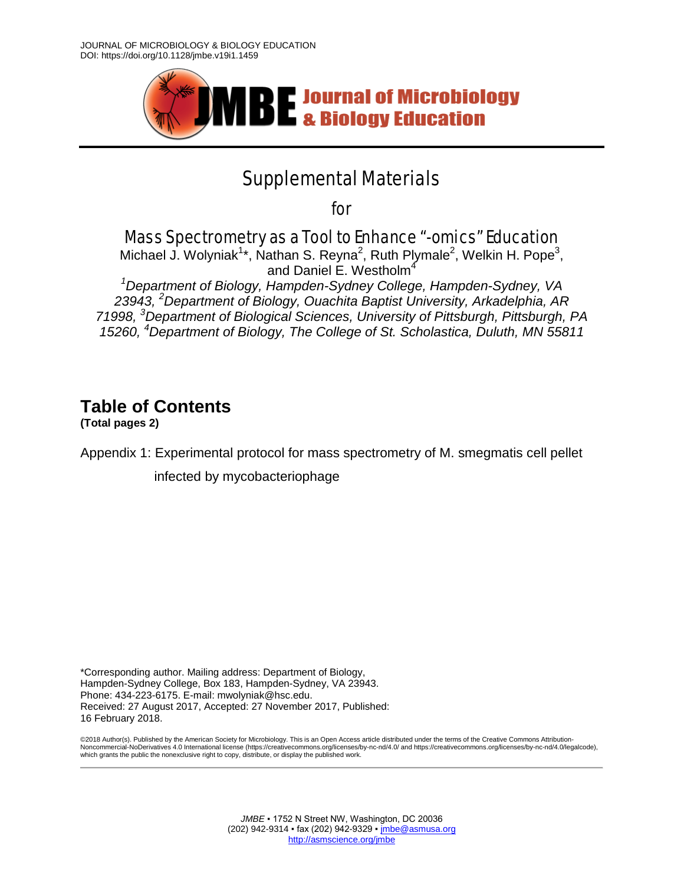JOURNAL OF MICROBIOLOGY & BIOLOGY EDUCATION
DOI: https://doi.org/10.1128/jmbe.v19i1.1459

# Supplemental Materials

for

## Mass Spectrometry as a Tool to Enhance "-omics" Education

Michael J. Wolyniak[1]*, Nathan S. Reyna[2], Ruth Plymale[2], Welkin H. Pope[3], and Daniel E. Westholm[4]

*[1]Department of Biology, Hampden-Sydney College, Hampden-Sydney, VA 23943, [2]Department of Biology, Ouachita Baptist University, Arkadelphia, AR 71998, [3]Department of Biological Sciences, University of Pittsburgh, Pittsburgh, PA 15260, [4]Department of Biology, The College of St. Scholastica, Duluth, MN 55811*

## Table of Contents

**(Total pages 2)**

Appendix 1: Experimental protocol for mass spectrometry of M. smegmatis cell pellet infected by mycobacteriophage

\*Corresponding author. Mailing address: Department of Biology, Hampden-Sydney College, Box 183, Hampden-Sydney, VA 23943. Phone: 434-223-6175. E-mail: mwolyniak@hsc.edu.
Received: 27 August 2017, Accepted: 27 November 2017, Published: 16 February 2018.

©2018 Author(s). Published by the American Society for Microbiology. This is an Open Access article distributed under the terms of the Creative Commons Attribution-Noncommercial-NoDerivatives 4.0 International license (https://creativecommons.org/licenses/by-nc-nd/4.0/ and https://creativecommons.org/licenses/by-nc-nd/4.0/legalcode), which grants the public the nonexclusive right to copy, distribute, or display the published work.

*JMBE* ▪ 1752 N Street NW, Washington, DC 20036
(202) 942-9314 ▪ fax (202) 942-9329 ▪ jmbe@asmusa.org
http://asmscience.org/jmbe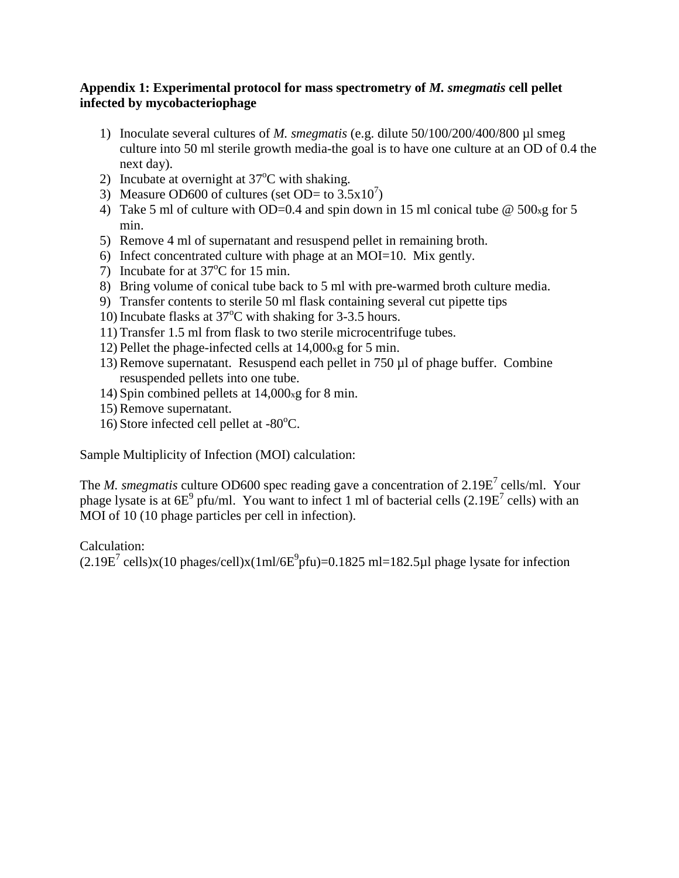**Appendix 1: Experimental protocol for mass spectrometry of *M. smegmatis* cell pellet infected by mycobacteriophage**

1) Inoculate several cultures of *M. smegmatis* (e.g. dilute 50/100/200/400/800 µl smeg culture into 50 ml sterile growth media-the goal is to have one culture at an OD of 0.4 the next day).
2) Incubate at overnight at 37°C with shaking.
3) Measure OD600 of cultures (set OD= to $3.5x10^7$)
4) Take 5 ml of culture with OD=0.4 and spin down in 15 ml conical tube @ 500xg for 5 min.
5) Remove 4 ml of supernatant and resuspend pellet in remaining broth.
6) Infect concentrated culture with phage at an MOI=10. Mix gently.
7) Incubate for at 37°C for 15 min.
8) Bring volume of conical tube back to 5 ml with pre-warmed broth culture media.
9) Transfer contents to sterile 50 ml flask containing several cut pipette tips
10) Incubate flasks at 37°C with shaking for 3-3.5 hours.
11) Transfer 1.5 ml from flask to two sterile microcentrifuge tubes.
12) Pellet the phage-infected cells at 14,000xg for 5 min.
13) Remove supernatant. Resuspend each pellet in 750 µl of phage buffer. Combine resuspended pellets into one tube.
14) Spin combined pellets at 14,000xg for 8 min.
15) Remove supernatant.
16) Store infected cell pellet at -80°C.

Sample Multiplicity of Infection (MOI) calculation:

The *M. smegmatis* culture OD600 spec reading gave a concentration of $2.19E^7$ cells/ml. Your phage lysate is at $6E^9$ pfu/ml. You want to infect 1 ml of bacterial cells ($2.19E^7$ cells) with an MOI of 10 (10 phage particles per cell in infection).

Calculation:
($2.19E^7$ cells)x(10 phages/cell)x(1ml/$6E^9$pfu)=0.1825 ml=182.5µl phage lysate for infection